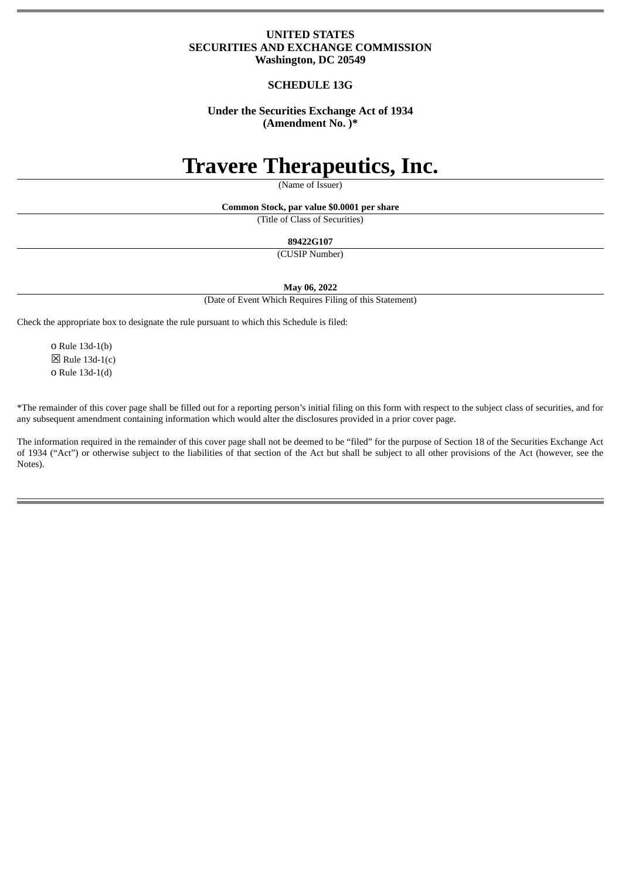**UNITED STATES**
**SECURITIES AND EXCHANGE COMMISSION**
**Washington, DC 20549**

**SCHEDULE 13G**

**Under the Securities Exchange Act of 1934**
**(Amendment No. )***

# Travere Therapeutics, Inc.

(Name of Issuer)

**Common Stock, par value $0.0001 per share**

(Title of Class of Securities)

**89422G107**

(CUSIP Number)

**May 06, 2022**

(Date of Event Which Requires Filing of this Statement)

Check the appropriate box to designate the rule pursuant to which this Schedule is filed:

o Rule 13d-1(b)
☒ Rule 13d-1(c)
o Rule 13d-1(d)

*The remainder of this cover page shall be filled out for a reporting person's initial filing on this form with respect to the subject class of securities, and for any subsequent amendment containing information which would alter the disclosures provided in a prior cover page.

The information required in the remainder of this cover page shall not be deemed to be "filed" for the purpose of Section 18 of the Securities Exchange Act of 1934 ("Act") or otherwise subject to the liabilities of that section of the Act but shall be subject to all other provisions of the Act (however, see the Notes).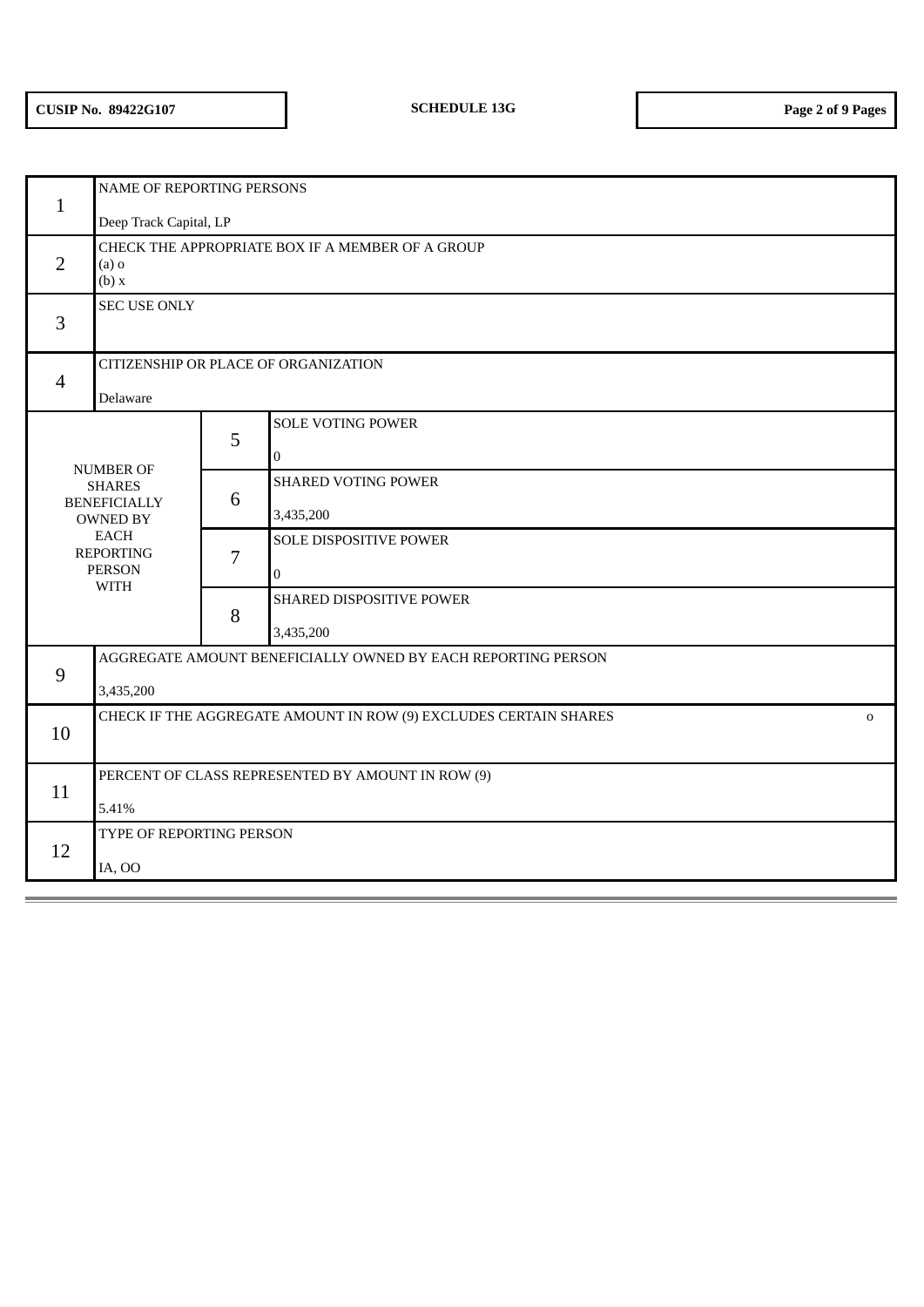| CUSIP No. 89422G107 | SCHEDULE 13G | |
|---|---|---|

| | | | |
|---|---|---|---|
| 1 | NAME OF REPORTING PERSONS<br><br>Deep Track Capital, LP | | |
| 2 | CHECK THE APPROPRIATE BOX IF A MEMBER OF A GROUP<br>(a) o<br>(b) x | | |
| 3 | SEC USE ONLY | | |
| 4 | CITIZENSHIP OR PLACE OF ORGANIZATION<br><br>Delaware | | |
| NUMBER OF SHARES BENEFICIALLY OWNED BY EACH REPORTING PERSON WITH | | 5 | SOLE VOTING POWER<br><br>0 |
| | | 6 | SHARED VOTING POWER<br><br>3,435,200 |
| | | 7 | SOLE DISPOSITIVE POWER<br><br>0 |
| | | 8 | SHARED DISPOSITIVE POWER<br><br>3,435,200 |
| 9 | AGGREGATE AMOUNT BENEFICIALLY OWNED BY EACH REPORTING PERSON<br><br>3,435,200 | | |
| 10 | CHECK IF THE AGGREGATE AMOUNT IN ROW (9) EXCLUDES CERTAIN SHARES o | | |
| 11 | PERCENT OF CLASS REPRESENTED BY AMOUNT IN ROW (9)<br><br>5.41% | | |
| 12 | TYPE OF REPORTING PERSON<br><br>IA, OO | | |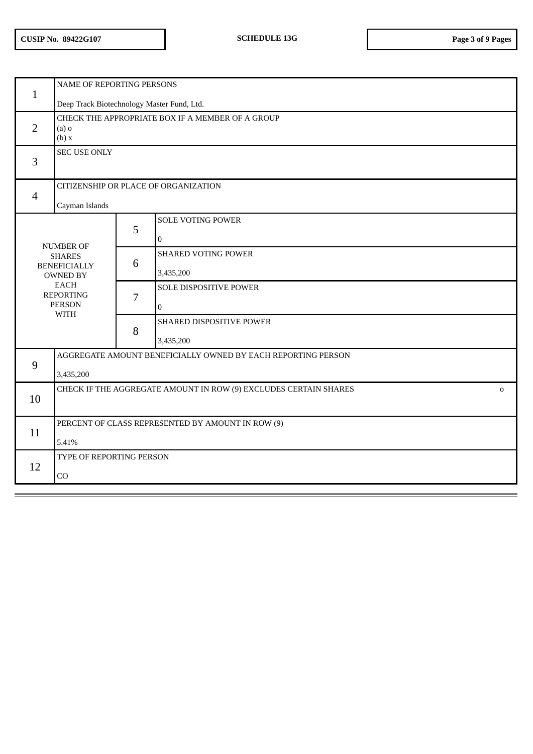| CUSIP No. 89422G107 | SCHEDULE 13G |
|---|---|

| | | | |
|---|---|---|---|
| 1 | NAME OF REPORTING PERSONS<br><br>Deep Track Biotechnology Master Fund, Ltd. | | |
| 2 | CHECK THE APPROPRIATE BOX IF A MEMBER OF A GROUP<br>(a) o<br>(b) x | | |
| 3 | SEC USE ONLY | | |
| 4 | CITIZENSHIP OR PLACE OF ORGANIZATION<br><br>Cayman Islands | | |
| NUMBER OF SHARES BENEFICIALLY OWNED BY EACH REPORTING PERSON WITH | | 5 | SOLE VOTING POWER<br><br>0 |
| | | 6 | SHARED VOTING POWER<br><br>3,435,200 |
| | | 7 | SOLE DISPOSITIVE POWER<br><br>0 |
| | | 8 | SHARED DISPOSITIVE POWER<br><br>3,435,200 |
| 9 | AGGREGATE AMOUNT BENEFICIALLY OWNED BY EACH REPORTING PERSON<br><br>3,435,200 | | |
| 10 | CHECK IF THE AGGREGATE AMOUNT IN ROW (9) EXCLUDES CERTAIN SHARES o | | |
| 11 | PERCENT OF CLASS REPRESENTED BY AMOUNT IN ROW (9)<br><br>5.41% | | |
| 12 | TYPE OF REPORTING PERSON<br><br>CO | | |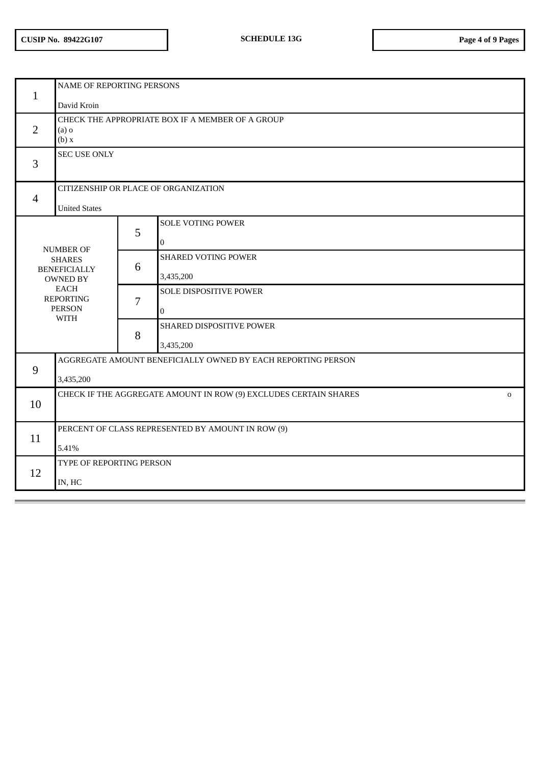| | | | |
|---|---|---|---|
| 1 | NAME OF REPORTING PERSONS<br><br>David Kroin | | |
| 2 | CHECK THE APPROPRIATE BOX IF A MEMBER OF A GROUP<br>(a) o<br>(b) x | | |
| 3 | SEC USE ONLY | | |
| 4 | CITIZENSHIP OR PLACE OF ORGANIZATION<br><br>United States | | |
| NUMBER OF SHARES BENEFICIALLY OWNED BY EACH REPORTING PERSON WITH | | 5 | SOLE VOTING POWER<br><br>0 |
| | | 6 | SHARED VOTING POWER<br><br>3,435,200 |
| | | 7 | SOLE DISPOSITIVE POWER<br><br>0 |
| | | 8 | SHARED DISPOSITIVE POWER<br><br>3,435,200 |
| 9 | AGGREGATE AMOUNT BENEFICIALLY OWNED BY EACH REPORTING PERSON<br><br>3,435,200 | | |
| 10 | CHECK IF THE AGGREGATE AMOUNT IN ROW (9) EXCLUDES CERTAIN SHARES o | | |
| 11 | PERCENT OF CLASS REPRESENTED BY AMOUNT IN ROW (9)<br><br>5.41% | | |
| 12 | TYPE OF REPORTING PERSON<br><br>IN, HC | | |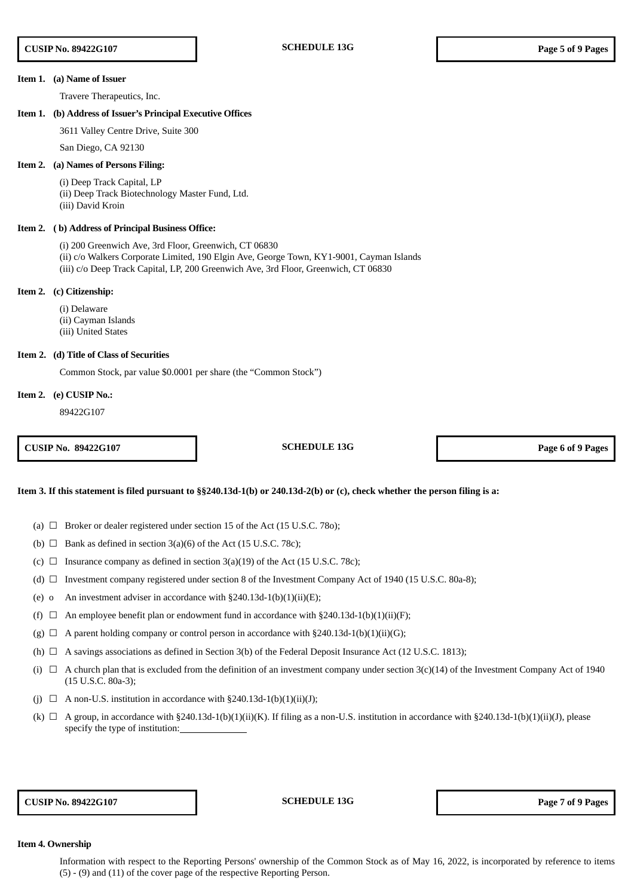**Item 1. (a) Name of Issuer**

Travere Therapeutics, Inc.

**Item 1. (b) Address of Issuer's Principal Executive Offices**

3611 Valley Centre Drive, Suite 300

San Diego, CA 92130

**Item 2. (a) Names of Persons Filing:**

(i) Deep Track Capital, LP
(ii) Deep Track Biotechnology Master Fund, Ltd.
(iii) David Kroin

**Item 2. ( b) Address of Principal Business Office:**

(i) 200 Greenwich Ave, 3rd Floor, Greenwich, CT 06830
(ii) c/o Walkers Corporate Limited, 190 Elgin Ave, George Town, KY1-9001, Cayman Islands
(iii) c/o Deep Track Capital, LP, 200 Greenwich Ave, 3rd Floor, Greenwich, CT 06830

**Item 2. (c) Citizenship:**

(i) Delaware
(ii) Cayman Islands
(iii) United States

**Item 2. (d) Title of Class of Securities**

Common Stock, par value $0.0001 per share (the "Common Stock")

**Item 2. (e) CUSIP No.:**

89422G107

**Item 3. If this statement is filed pursuant to §§240.13d-1(b) or 240.13d-2(b) or (c), check whether the person filing is a:**

(a) ☐ Broker or dealer registered under section 15 of the Act (15 U.S.C. 78o);

(b) ☐ Bank as defined in section 3(a)(6) of the Act (15 U.S.C. 78c);

(c) ☐ Insurance company as defined in section 3(a)(19) of the Act (15 U.S.C. 78c);

(d) ☐ Investment company registered under section 8 of the Investment Company Act of 1940 (15 U.S.C. 80a-8);

(e) o An investment adviser in accordance with §240.13d-1(b)(1)(ii)(E);

(f) ☐ An employee benefit plan or endowment fund in accordance with §240.13d-1(b)(1)(ii)(F);

(g) ☐ A parent holding company or control person in accordance with §240.13d-1(b)(1)(ii)(G);

(h) ☐ A savings associations as defined in Section 3(b) of the Federal Deposit Insurance Act (12 U.S.C. 1813);

(i) ☐ A church plan that is excluded from the definition of an investment company under section 3(c)(14) of the Investment Company Act of 1940 (15 U.S.C. 80a-3);

(j) ☐ A non-U.S. institution in accordance with §240.13d-1(b)(1)(ii)(J);

(k) ☐ A group, in accordance with §240.13d-1(b)(1)(ii)(K). If filing as a non-U.S. institution in accordance with §240.13d-1(b)(1)(ii)(J), please specify the type of institution:\_\_\_\_\_\_\_\_\_\_\_\_\_

**Item 4. Ownership**

Information with respect to the Reporting Persons' ownership of the Common Stock as of May 16, 2022, is incorporated by reference to items (5) - (9) and (11) of the cover page of the respective Reporting Person.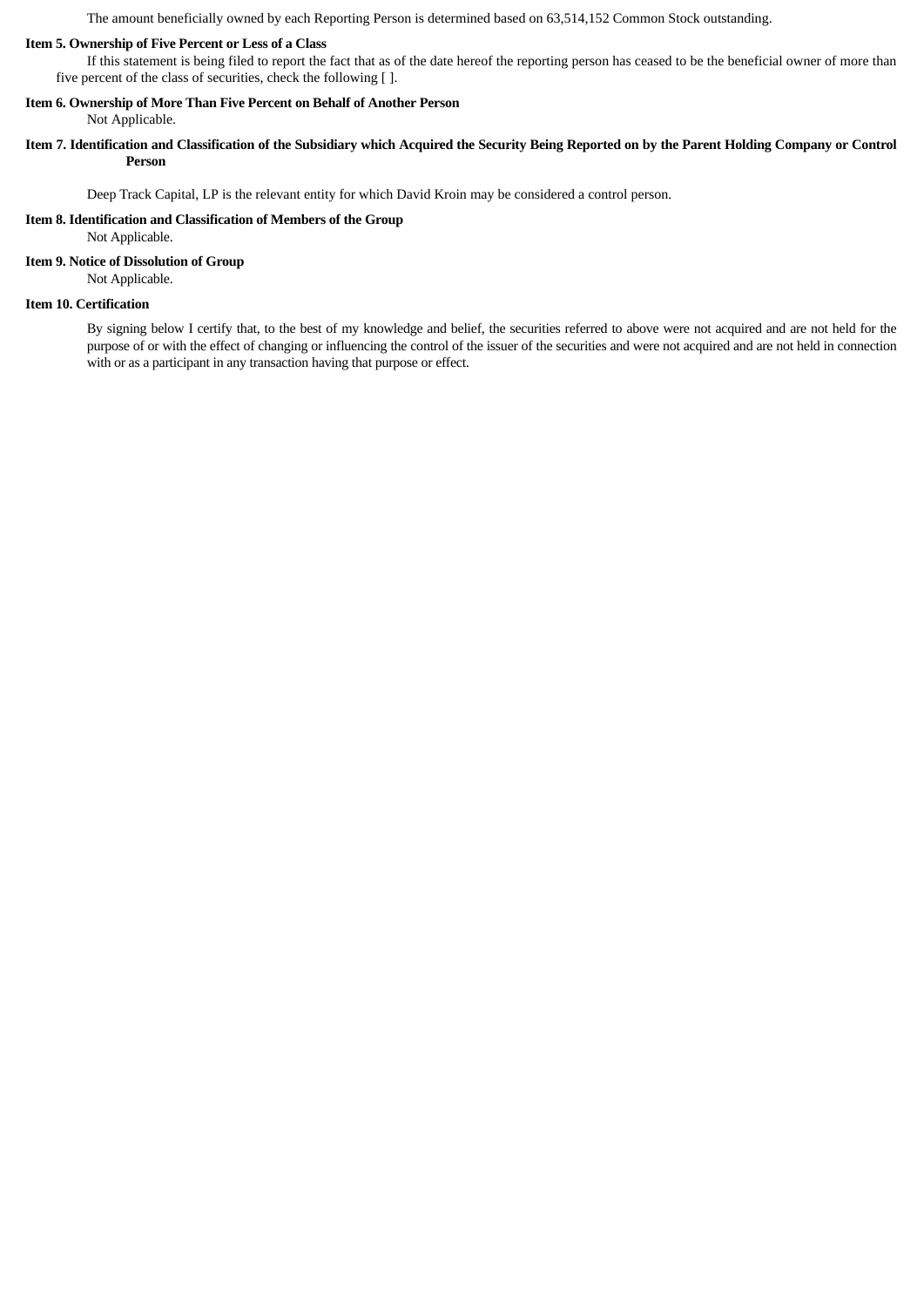The amount beneficially owned by each Reporting Person is determined based on 63,514,152 Common Stock outstanding.

**Item 5. Ownership of Five Percent or Less of a Class**

If this statement is being filed to report the fact that as of the date hereof of the reporting person has ceased to be the beneficial owner of more than five percent of the class of securities, check the following [ ].

**Item 6. Ownership of More Than Five Percent on Behalf of Another Person**

Not Applicable.

**Item 7. Identification and Classification of the Subsidiary which Acquired the Security Being Reported on by the Parent Holding Company or Control Person**

Deep Track Capital, LP is the relevant entity for which David Kroin may be considered a control person.

**Item 8. Identification and Classification of Members of the Group**

Not Applicable.

**Item 9. Notice of Dissolution of Group**

Not Applicable.

**Item 10. Certification**

By signing below I certify that, to the best of my knowledge and belief, the securities referred to above were not acquired and are not held for the purpose of or with the effect of changing or influencing the control of the issuer of the securities and were not acquired and are not held in connection with or as a participant in any transaction having that purpose or effect.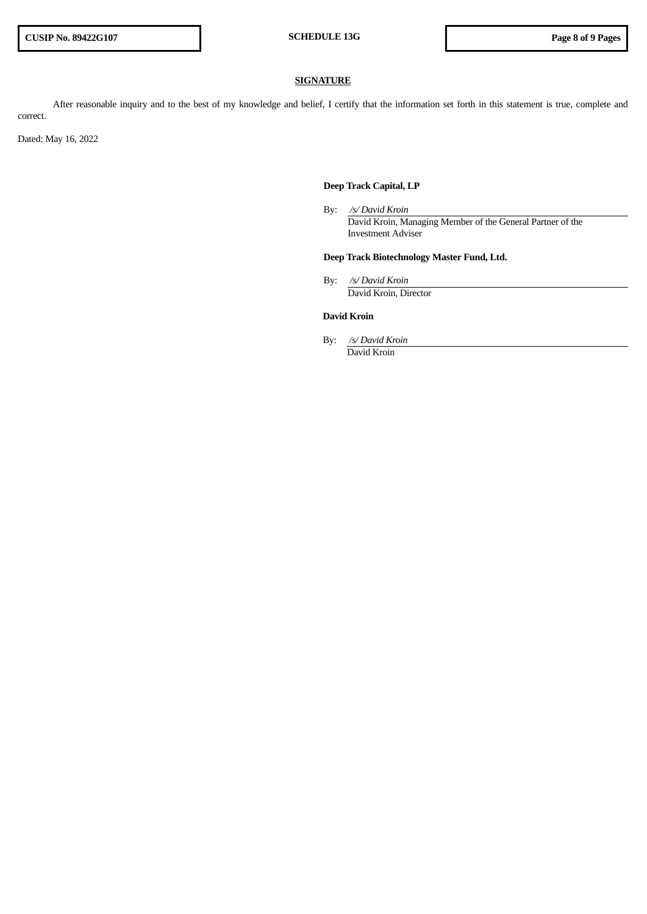## SIGNATURE

After reasonable inquiry and to the best of my knowledge and belief, I certify that the information set forth in this statement is true, complete and correct.

Dated: May 16, 2022

**Deep Track Capital, LP**

By: */s/ David Kroin*
David Kroin, Managing Member of the General Partner of the Investment Adviser

**Deep Track Biotechnology Master Fund, Ltd.**

By: */s/ David Kroin*
David Kroin, Director

**David Kroin**

By: */s/ David Kroin*
David Kroin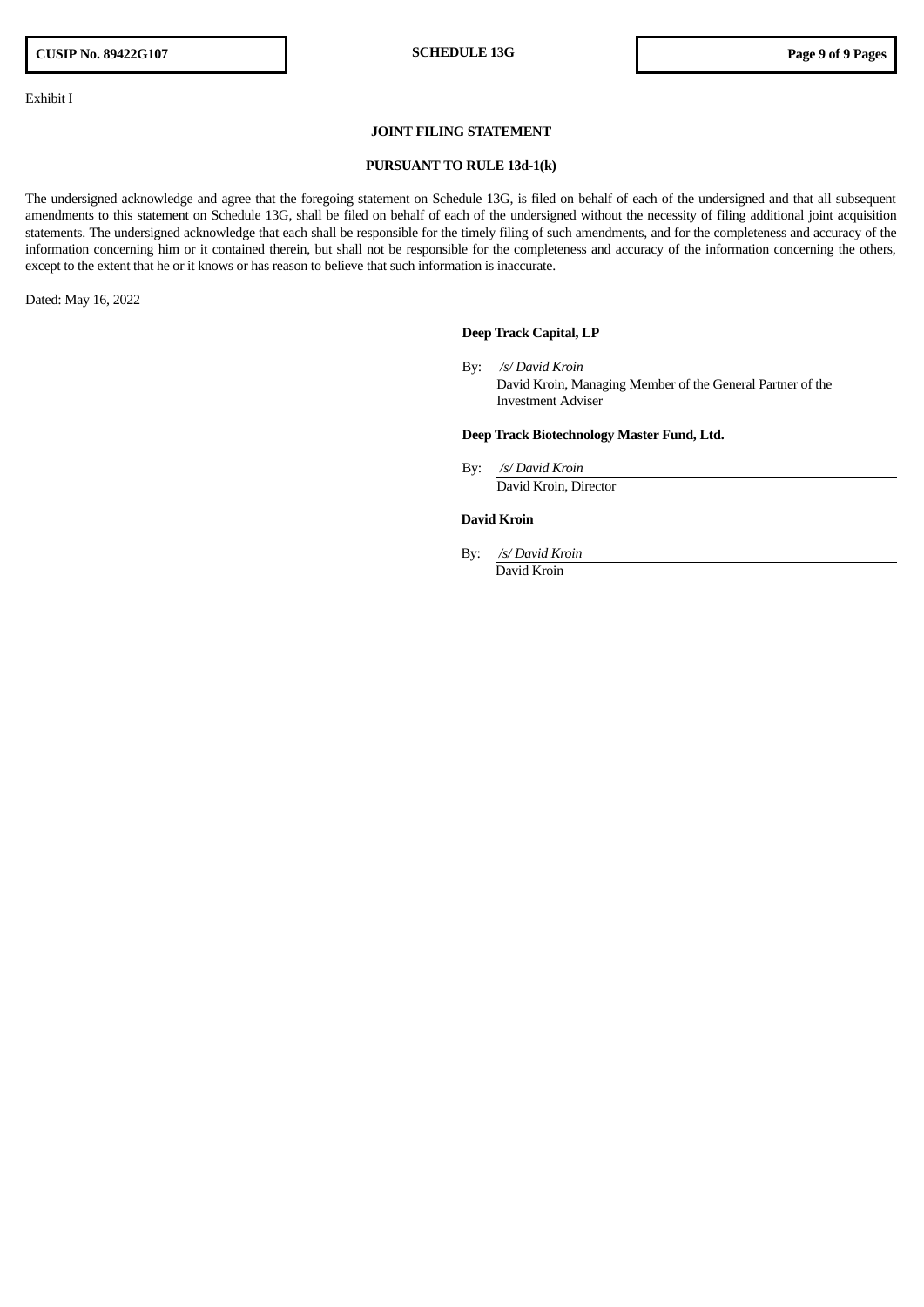Exhibit I

## JOINT FILING STATEMENT

## PURSUANT TO RULE 13d-1(k)

The undersigned acknowledge and agree that the foregoing statement on Schedule 13G, is filed on behalf of each of the undersigned and that all subsequent amendments to this statement on Schedule 13G, shall be filed on behalf of each of the undersigned without the necessity of filing additional joint acquisition statements. The undersigned acknowledge that each shall be responsible for the timely filing of such amendments, and for the completeness and accuracy of the information concerning him or it contained therein, but shall not be responsible for the completeness and accuracy of the information concerning the others, except to the extent that he or it knows or has reason to believe that such information is inaccurate.

Dated: May 16, 2022

**Deep Track Capital, LP**

By: */s/ David Kroin*
David Kroin, Managing Member of the General Partner of the Investment Adviser

**Deep Track Biotechnology Master Fund, Ltd.**

By: */s/ David Kroin*
David Kroin, Director

**David Kroin**

By: */s/ David Kroin*
David Kroin